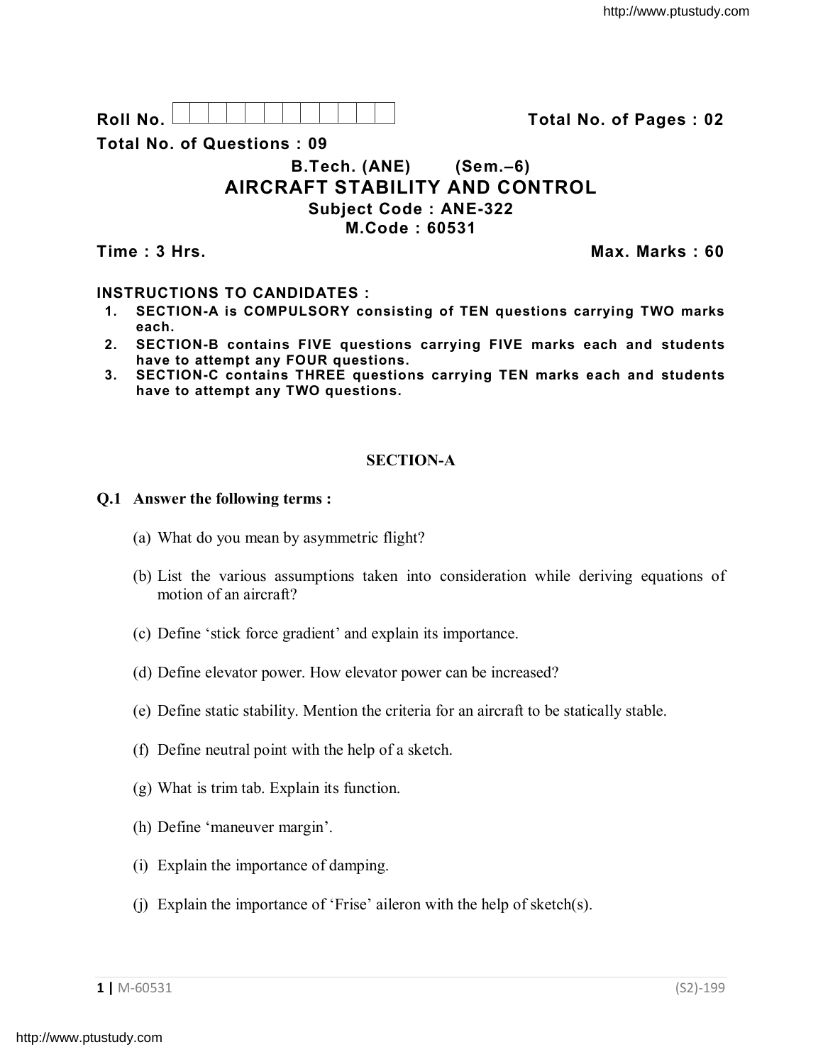Roll No. | | | | | | | | | | | | Total No. of Pages : 02

**Total No. of Questions : 09**

## B.Tech. (ANE) (Sem.–6)

# AIRCRAFT STABILITY AND CONTROL

**Subject Code : ANE-322**

**M.Code : 60531**

**Time : 3 Hrs.** **Max. Marks : 60**

**INSTRUCTIONS TO CANDIDATES :**

1. **SECTION-A is COMPULSORY consisting of TEN questions carrying TWO marks each.**
2. **SECTION-B contains FIVE questions carrying FIVE marks each and students have to attempt any FOUR questions.**
3. **SECTION-C contains THREE questions carrying TEN marks each and students have to attempt any TWO questions.**

## SECTION-A

**Q.1 Answer the following terms :**

(a) What do you mean by asymmetric flight?

(b) List the various assumptions taken into consideration while deriving equations of motion of an aircraft?

(c) Define 'stick force gradient' and explain its importance.

(d) Define elevator power. How elevator power can be increased?

(e) Define static stability. Mention the criteria for an aircraft to be statically stable.

(f) Define neutral point with the help of a sketch.

(g) What is trim tab. Explain its function.

(h) Define 'maneuver margin'.

(i) Explain the importance of damping.

(j) Explain the importance of 'Frise' aileron with the help of sketch(s).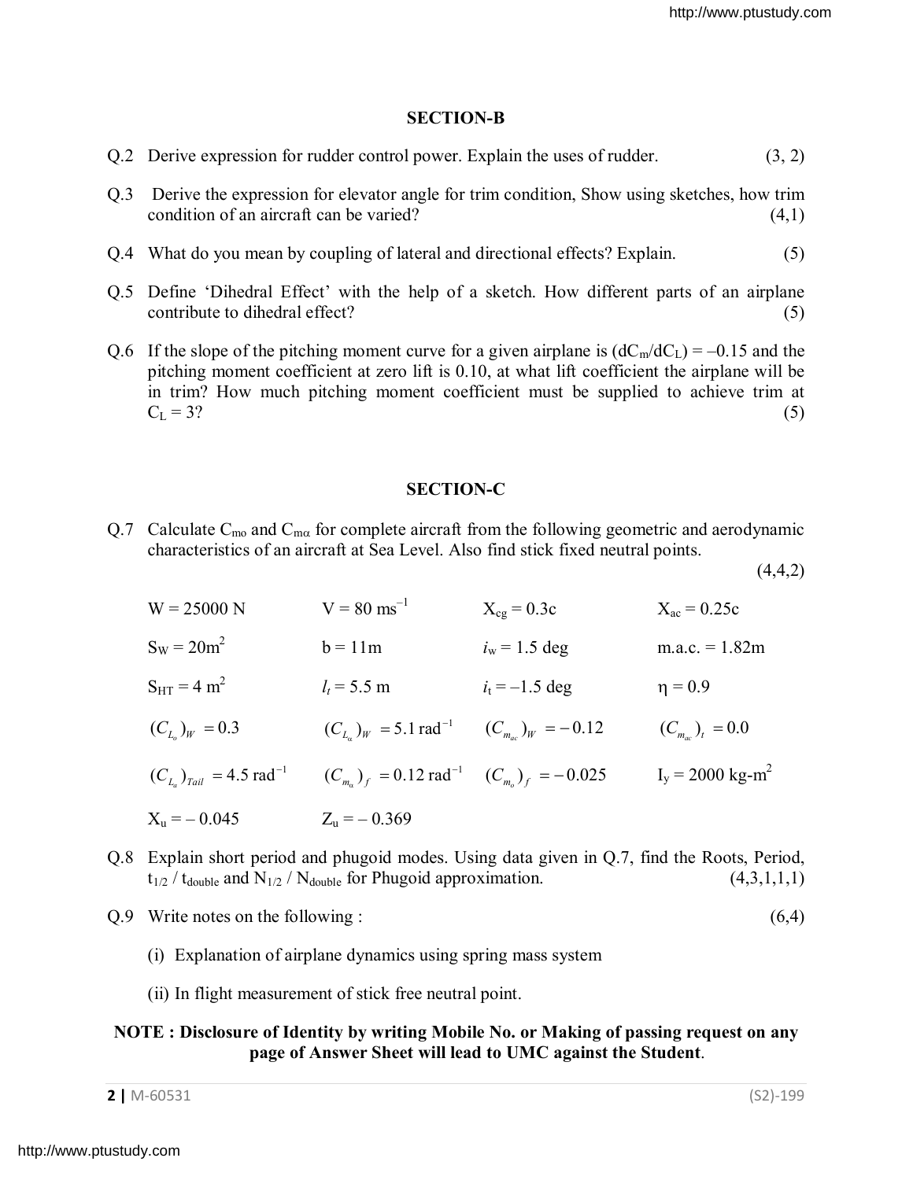## SECTION-B

Q.2 Derive expression for rudder control power. Explain the uses of rudder. (3, 2)

Q.3 Derive the expression for elevator angle for trim condition, Show using sketches, how trim condition of an aircraft can be varied? (4,1)

Q.4 What do you mean by coupling of lateral and directional effects? Explain. (5)

Q.5 Define 'Dihedral Effect' with the help of a sketch. How different parts of an airplane contribute to dihedral effect? (5)

Q.6 If the slope of the pitching moment curve for a given airplane is $(dC_m/dC_L) = -0.15$ and the pitching moment coefficient at zero lift is 0.10, at what lift coefficient the airplane will be in trim? How much pitching moment coefficient must be supplied to achieve trim at $C_L = 3$? (5)

## SECTION-C

Q.7 Calculate $C_{mo}$ and $C_{m\alpha}$ for complete aircraft from the following geometric and aerodynamic characteristics of an aircraft at Sea Level. Also find stick fixed neutral points. (4,4,2)

| | | | |
|---|---|---|---|
| $W = 25000$ N | $V = 80$ ms$^{-1}$ | $X_{cg} = 0.3c$ | $X_{ac} = 0.25c$ |
| $S_W = 20$m$^2$ | $b = 11$m | $i_w = 1.5$ deg | m.a.c. = 1.82m |
| $S_{HT} = 4$ m$^2$ | $l_t = 5.5$ m | $i_t = -1.5$ deg | $\eta = 0.9$ |
| $(C_{L_o})_W = 0.3$ | $(C_{L_\alpha})_W = 5.1$ rad$^{-1}$ | $(C_{m_{ac}})_W = -0.12$ | $(C_{m_{ac}})_t = 0.0$ |
| $(C_{L_\alpha})_{Tail} = 4.5$ rad$^{-1}$ | $(C_{m_\alpha})_f = 0.12$ rad$^{-1}$ | $(C_{m_o})_f = -0.025$ | $I_y = 2000$ kg-m$^2$ |
| $X_u = -0.045$ | $Z_u = -0.369$ | | |

Q.8 Explain short period and phugoid modes. Using data given in Q.7, find the Roots, Period, $t_{1/2}$ / $t_{double}$ and $N_{1/2}$ / $N_{double}$ for Phugoid approximation. (4,3,1,1,1)

Q.9 Write notes on the following : (6,4)

(i) Explanation of airplane dynamics using spring mass system

(ii) In flight measurement of stick free neutral point.

**NOTE : Disclosure of Identity by writing Mobile No. or Making of passing request on any page of Answer Sheet will lead to UMC against the Student.**